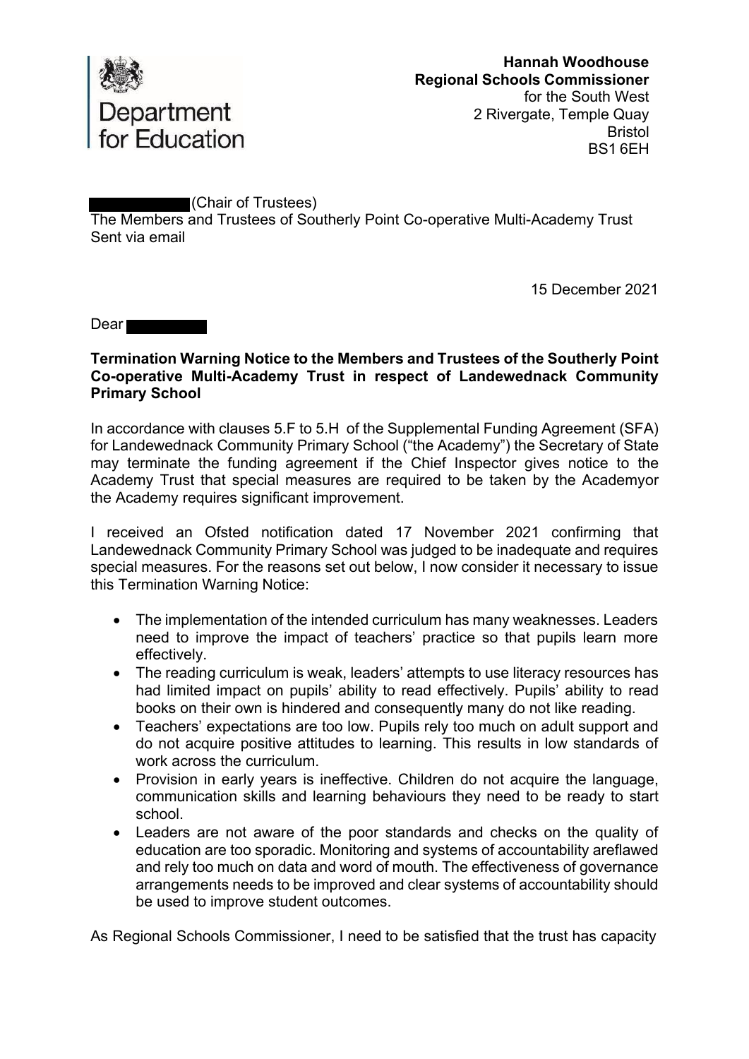Department for Education

**Hannah Woodhouse**
**Regional Schools Commissioner**
for the South West
2 Rivergate, Temple Quay
Bristol
BS1 6EH

█████ (Chair of Trustees)
The Members and Trustees of Southerly Point Co-operative Multi-Academy Trust
Sent via email

15 December 2021

Dear █████

**Termination Warning Notice to the Members and Trustees of the Southerly Point Co-operative Multi-Academy Trust in respect of Landewednack Community Primary School**

In accordance with clauses 5.F to 5.H of the Supplemental Funding Agreement (SFA) for Landewednack Community Primary School ("the Academy") the Secretary of State may terminate the funding agreement if the Chief Inspector gives notice to the Academy Trust that special measures are required to be taken by the Academyor the Academy requires significant improvement.

I received an Ofsted notification dated 17 November 2021 confirming that Landewednack Community Primary School was judged to be inadequate and requires special measures. For the reasons set out below, I now consider it necessary to issue this Termination Warning Notice:

- The implementation of the intended curriculum has many weaknesses. Leaders need to improve the impact of teachers' practice so that pupils learn more effectively.
- The reading curriculum is weak, leaders' attempts to use literacy resources has had limited impact on pupils' ability to read effectively. Pupils' ability to read books on their own is hindered and consequently many do not like reading.
- Teachers' expectations are too low. Pupils rely too much on adult support and do not acquire positive attitudes to learning. This results in low standards of work across the curriculum.
- Provision in early years is ineffective. Children do not acquire the language, communication skills and learning behaviours they need to be ready to start school.
- Leaders are not aware of the poor standards and checks on the quality of education are too sporadic. Monitoring and systems of accountability areflawed and rely too much on data and word of mouth. The effectiveness of governance arrangements needs to be improved and clear systems of accountability should be used to improve student outcomes.

As Regional Schools Commissioner, I need to be satisfied that the trust has capacity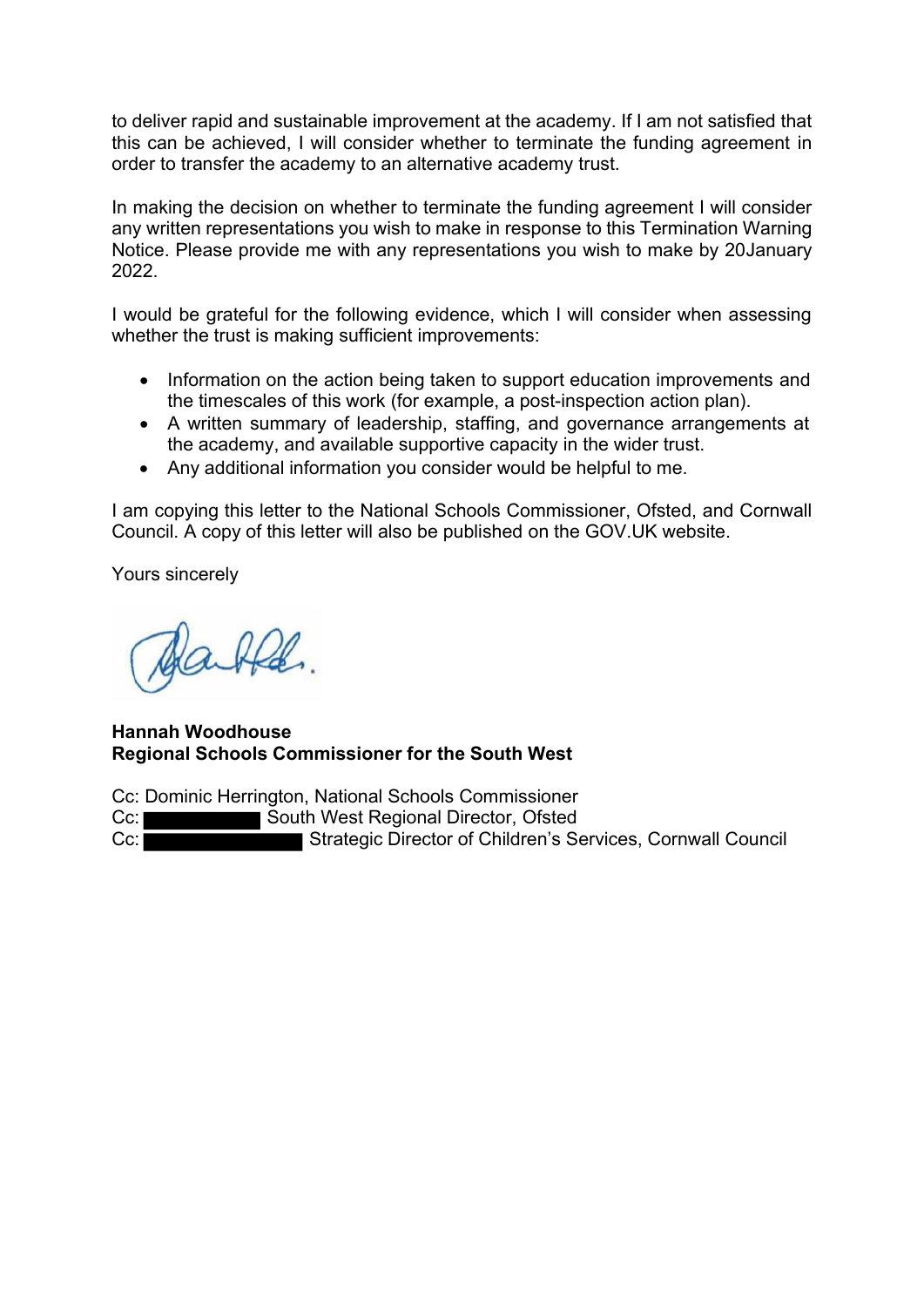to deliver rapid and sustainable improvement at the academy. If I am not satisfied that this can be achieved, I will consider whether to terminate the funding agreement in order to transfer the academy to an alternative academy trust.

In making the decision on whether to terminate the funding agreement I will consider any written representations you wish to make in response to this Termination Warning Notice. Please provide me with any representations you wish to make by 20January 2022.

I would be grateful for the following evidence, which I will consider when assessing whether the trust is making sufficient improvements:

- Information on the action being taken to support education improvements and the timescales of this work (for example, a post-inspection action plan).
- A written summary of leadership, staffing, and governance arrangements at the academy, and available supportive capacity in the wider trust.
- Any additional information you consider would be helpful to me.

I am copying this letter to the National Schools Commissioner, Ofsted, and Cornwall Council. A copy of this letter will also be published on the GOV.UK website.

Yours sincerely

**Hannah Woodhouse**
**Regional Schools Commissioner for the South West**

Cc: Dominic Herrington, National Schools Commissioner
Cc: [redacted] South West Regional Director, Ofsted
Cc: [redacted] Strategic Director of Children's Services, Cornwall Council